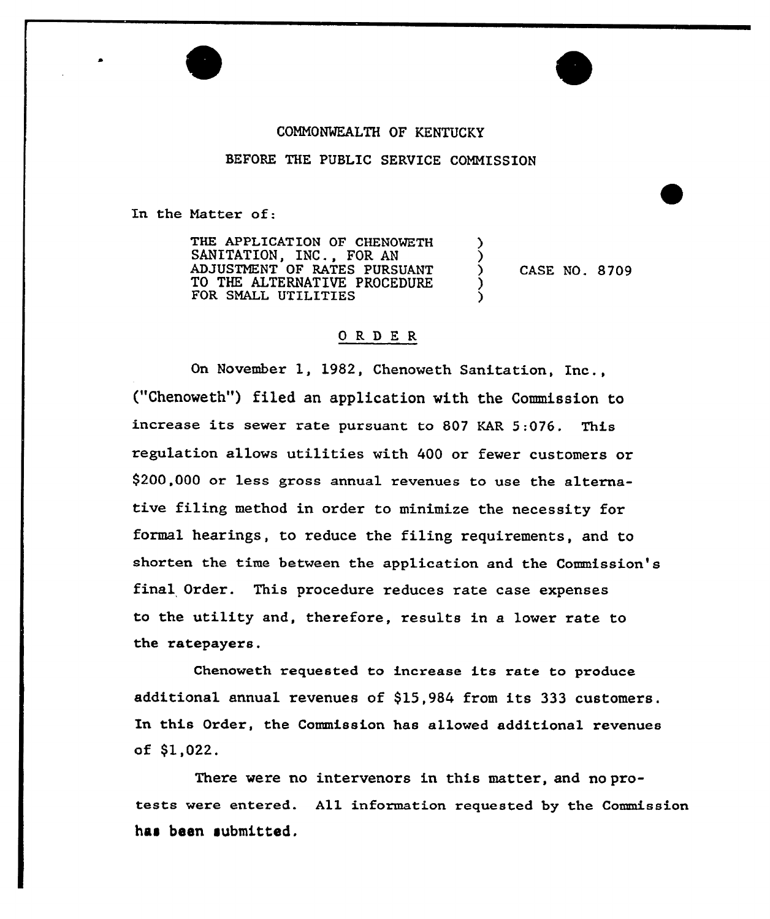COMMONWEALTH OF KENTUCKY

BEFORE THE PUBLIC SERVICE COMMISSION

In the Matter of:

| THE APPLICATION OF CHENOWETH SANITATION, INC., FOR AN ADJUSTMENT OF RATES PURSUANT TO THE ALTERNATIVE PROCEDURE FOR SMALL UTILITIES | ) | CASE NO. 8709 |
|---|---|---|

# O R D E R

On November 1, 1982, Chenoweth Sanitation, Inc., ("Chenoweth") filed an application with the Commission to increase its sewer rate pursuant to 807 KAR 5:076. This regulation allows utilities with 400 or fewer customers or $200,000 or less gross annual revenues to use the alternative filing method in order to minimize the necessity for formal hearings, to reduce the filing requirements, and to shorten the time between the application and the Commission's final Order. This procedure reduces rate case expenses to the utility and, therefore, results in a lower rate to the ratepayers.

Chenoweth requested to increase its rate to produce additional annual revenues of $15,984 from its 333 customers. In this Order, the Commission has allowed additional revenues of $1,022.

There were no intervenors in this matter, and no protests were entered. All information requested by the Commission has been submitted.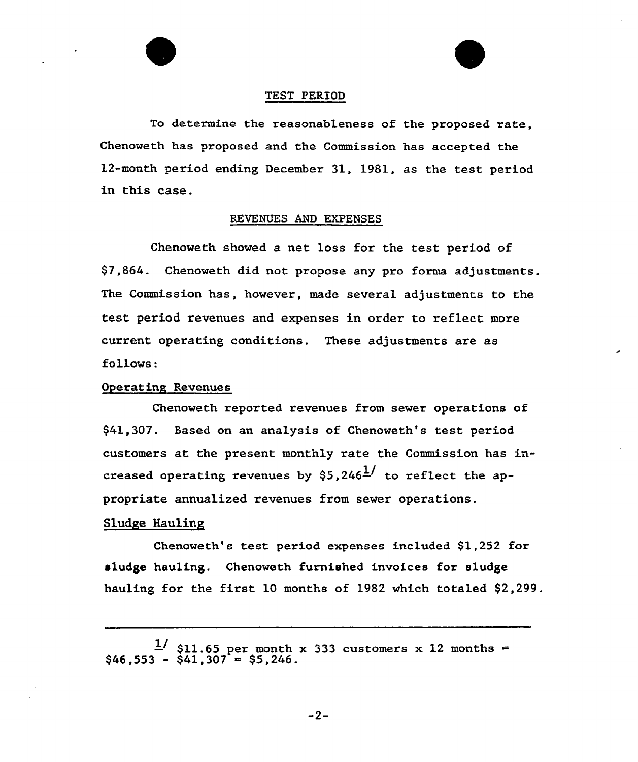## TEST PERIOD

To determine the reasonableness of the proposed rate, Chenoweth has proposed and the Commission has accepted the 12-month period ending December 31, 1981, as the test period in this case.

## REVENUES AND EXPENSES

Chenoweth showed a net loss for the test period of $7,864. Chenoweth did not propose any pro forma adjustments. The Commission has, however, made several adjustments to the test period revenues and expenses in order to reflect more current operating conditions. These adjustments are as follows:

### Operating Revenues

Chenoweth reported revenues from sewer operations of $41,307. Based on an analysis of Chenoweth's test period customers at the present monthly rate the Commission has increased operating revenues by $5,246[1] to reflect the appropriate annualized revenues from sewer operations.

### Sludge Hauling

Chenoweth's test period expenses included $1,252 for sludge hauling. Chenoweth furnished invoices for sludge hauling for the first 10 months of 1982 which totaled $2,299.

---

[1] $11.65 per month x 333 customers x 12 months = $46,553 - $41,307 = $5,246.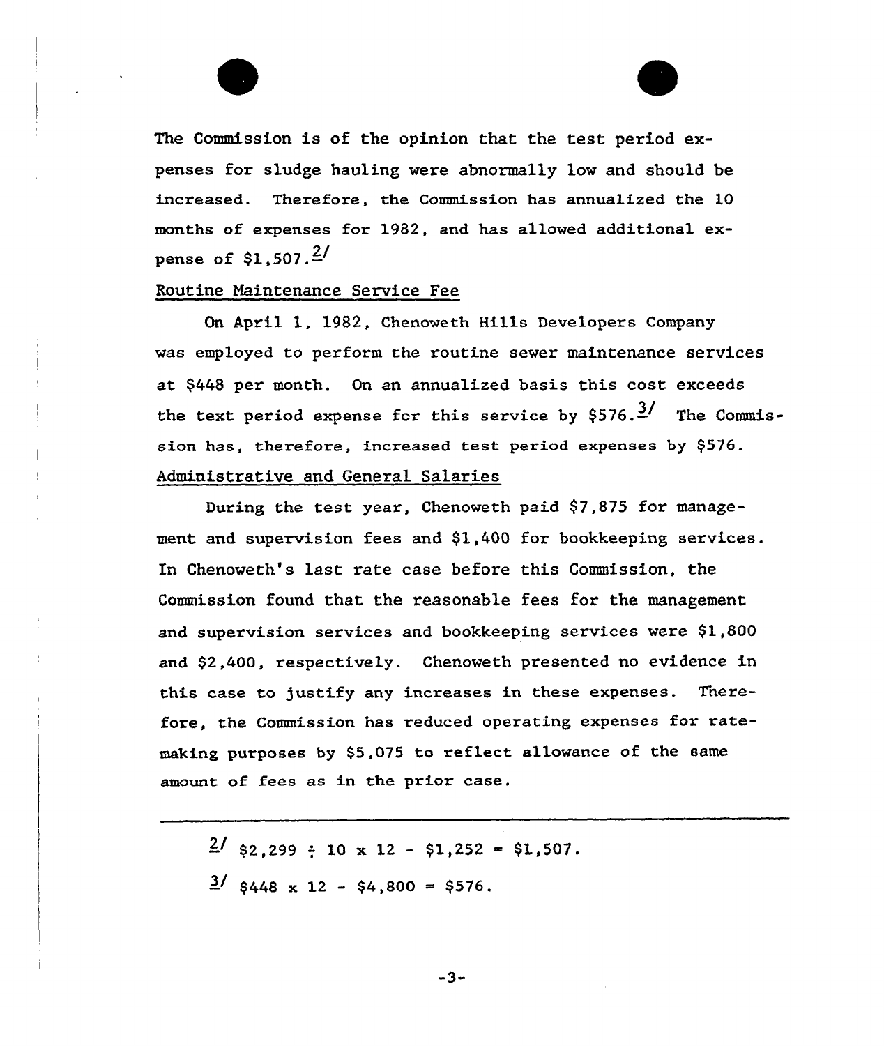The Commission is of the opinion that the test period expenses for sludge hauling were abnormally low and should be increased. Therefore, the Commission has annualized the 10 months of expenses for 1982, and has allowed additional expense of $1,507.[2]

Routine Maintenance Service Fee

On April 1, 1982, Chenoweth Hills Developers Company was employed to perform the routine sewer maintenance services at $448 per month. On an annualized basis this cost exceeds the text period expense for this service by $576.[3] The Commission has, therefore, increased test period expenses by $576.

Administrative and General Salaries

During the test year, Chenoweth paid $7,875 for management and supervision fees and $1,400 for bookkeeping services. In Chenoweth's last rate case before this Commission, the Commission found that the reasonable fees for the management and supervision services and bookkeeping services were $1,800 and $2,400, respectively. Chenoweth presented no evidence in this case to justify any increases in these expenses. Therefore, the Commission has reduced operating expenses for ratemaking purposes by $5,075 to reflect allowance of the same amount of fees as in the prior case.

---

[2] $2,299 ÷ 10 x 12 - $1,252 = $1,507.

[3] $448 x 12 - $4,800 = $576.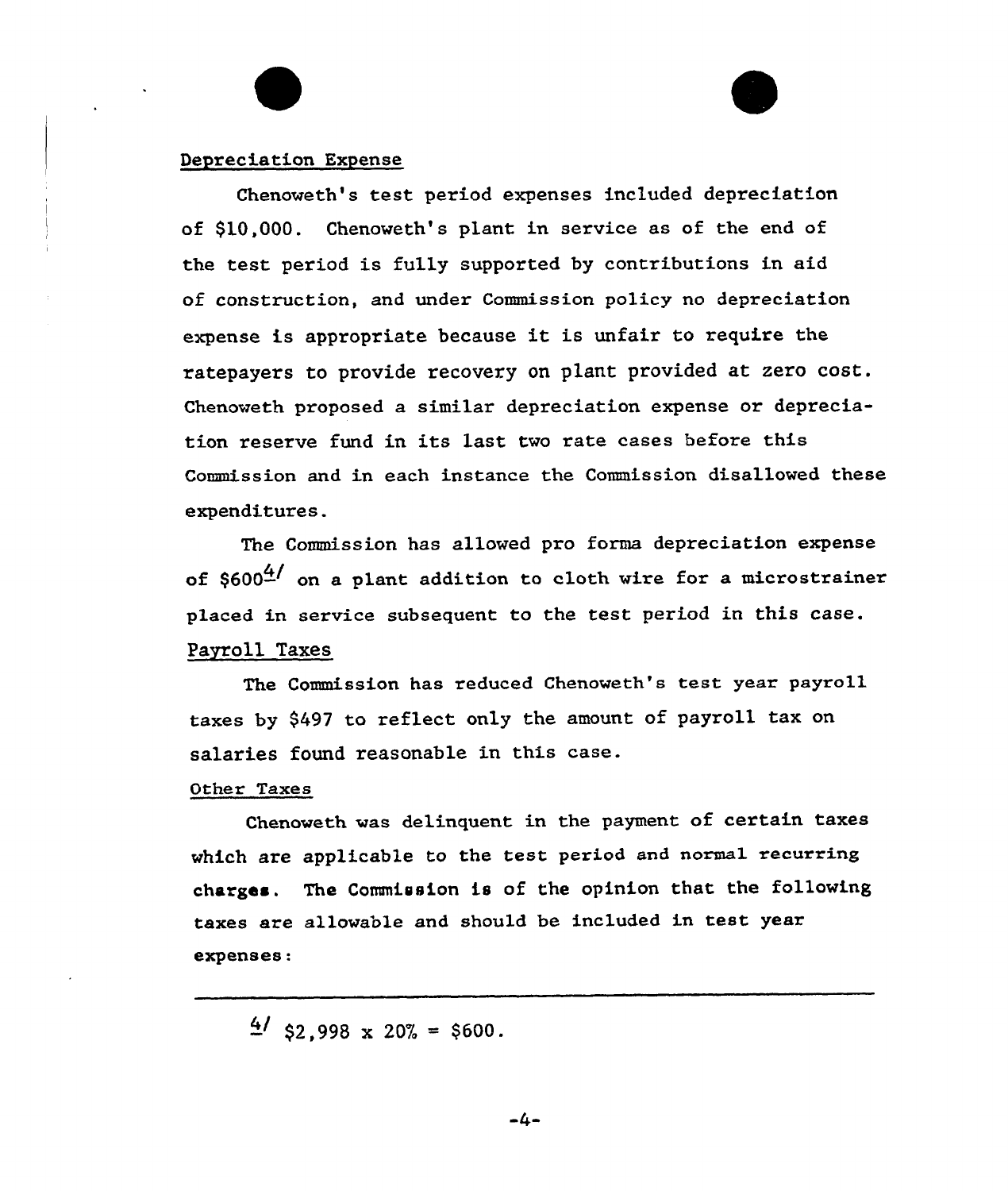Depreciation Expense

Chenoweth's test period expenses included depreciation of $10,000. Chenoweth's plant in service as of the end of the test period is fully supported by contributions in aid of construction, and under Commission policy no depreciation expense is appropriate because it is unfair to require the ratepayers to provide recovery on plant provided at zero cost. Chenoweth proposed a similar depreciation expense or depreciation reserve fund in its last two rate cases before this Commission and in each instance the Commission disallowed these expenditures.

The Commission has allowed pro forma depreciation expense of $600[4] on a plant addition to cloth wire for a microstrainer placed in service subsequent to the test period in this case.

Payroll Taxes

The Commission has reduced Chenoweth's test year payroll taxes by $497 to reflect only the amount of payroll tax on salaries found reasonable in this case.

Other Taxes

Chenoweth was delinquent in the payment of certain taxes which are applicable to the test period and normal recurring charges. The Commission is of the opinion that the following taxes are allowable and should be included in test year expenses:

---

[4] $2,998 x 20% = $600.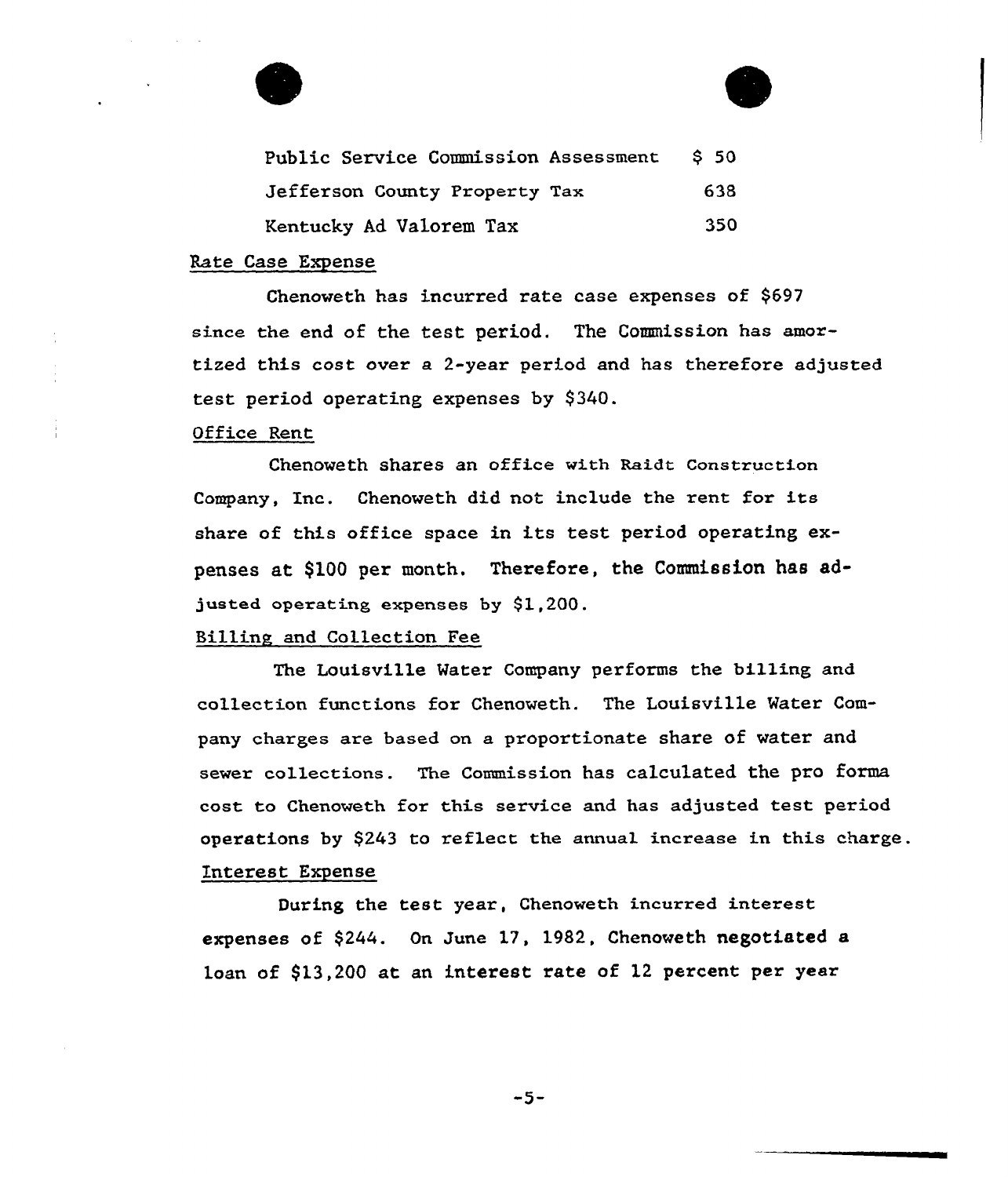| | |
|---|---|
| Public Service Commission Assessment | $ 50 |
| Jefferson County Property Tax | 638 |
| Kentucky Ad Valorem Tax | 350 |

Rate Case Expense

Chenoweth has incurred rate case expenses of $697 since the end of the test period. The Commission has amortized this cost over a 2-year period and has therefore adjusted test period operating expenses by $340.

Office Rent

Chenoweth shares an office with Raidt Construction Company, Inc. Chenoweth did not include the rent for its share of this office space in its test period operating expenses at $100 per month. Therefore, the Commission has adjusted operating expenses by $1,200.

Billing and Collection Fee

The Louisville Water Company performs the billing and collection functions for Chenoweth. The Louisville Water Company charges are based on a proportionate share of water and sewer collections. The Commission has calculated the pro forma cost to Chenoweth for this service and has adjusted test period operations by $243 to reflect the annual increase in this charge.

Interest Expense

During the test year, Chenoweth incurred interest expenses of $244. On June 17, 1982, Chenoweth negotiated a loan of $13,200 at an interest rate of 12 percent per year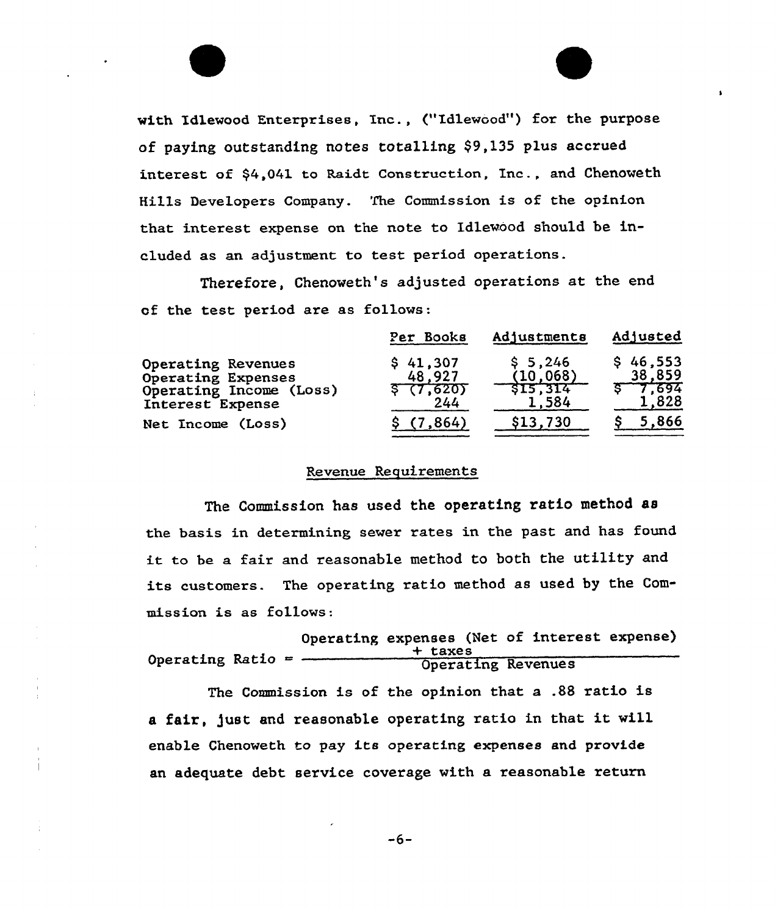with Idlewood Enterprises, Inc., ("Idlewood") for the purpose of paying outstanding notes totalling $9,135 plus accrued interest of $4,041 to Raidt Construction, Inc., and Chenoweth Hills Developers Company. The Commission is of the opinion that interest expense on the note to Idlewood should be included as an adjustment to test period operations.

Therefore, Chenoweth's adjusted operations at the end of the test period are as follows:

| | Per Books | Adjustments | Adjusted |
|---|---|---|---|
| Operating Revenues | $ 41,307 | $ 5,246 | $ 46,553 |
| Operating Expenses | 48,927 | (10,068) | 38,859 |
| Operating Income (Loss) | $ (7,620) | $15,314 | $ 7,694 |
| Interest Expense | 244 | 1,584 | 1,828 |
| Net Income (Loss) | $ (7,864) | $13,730 | $ 5,866 |

## Revenue Requirements

The Commission has used the operating ratio method as the basis in determining sewer rates in the past and has found it to be a fair and reasonable method to both the utility and its customers. The operating ratio method as used by the Commission is as follows:

$$\text{Operating Ratio} = \frac{\text{Operating expenses (Net of interest expense)} + \text{taxes}}{\text{Operating Revenues}}$$

The Commission is of the opinion that a .88 ratio is a fair, just and reasonable operating ratio in that it will enable Chenoweth to pay its operating expenses and provide an adequate debt service coverage with a reasonable return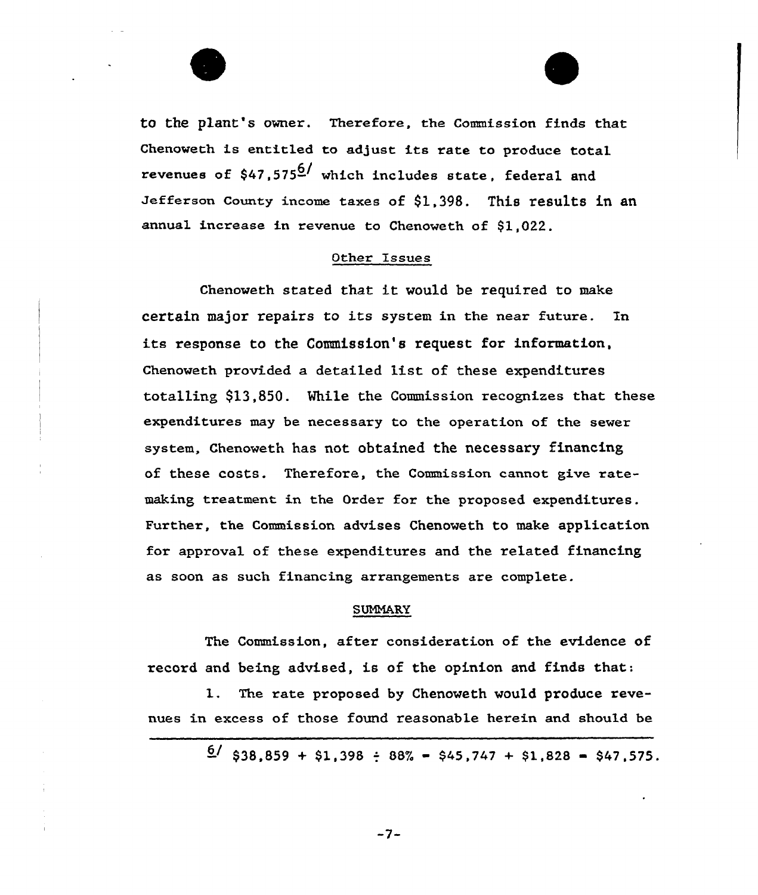to the plant's owner. Therefore, the Commission finds that Chenoweth is entitled to adjust its rate to produce total revenues of $47,575[6] which includes state, federal and Jefferson County income taxes of $1,398. This results in an annual increase in revenue to Chenoweth of $1,022.

## Other Issues

Chenoweth stated that it would be required to make certain major repairs to its system in the near future. In its response to the Commission's request for information, Chenoweth provided a detailed list of these expenditures totalling $13,850. While the Commission recognizes that these expenditures may be necessary to the operation of the sewer system, Chenoweth has not obtained the necessary financing of these costs. Therefore, the Commission cannot give rate-making treatment in the Order for the proposed expenditures. Further, the Commission advises Chenoweth to make application for approval of these expenditures and the related financing as soon as such financing arrangements are complete.

## SUMMARY

The Commission, after consideration of the evidence of record and being advised, is of the opinion and finds that:

1. The rate proposed by Chenoweth would produce revenues in excess of those found reasonable herein and should be

---

[6] $38,859 + $1,398 ÷ 88% = $45,747 + $1,828 = $47,575.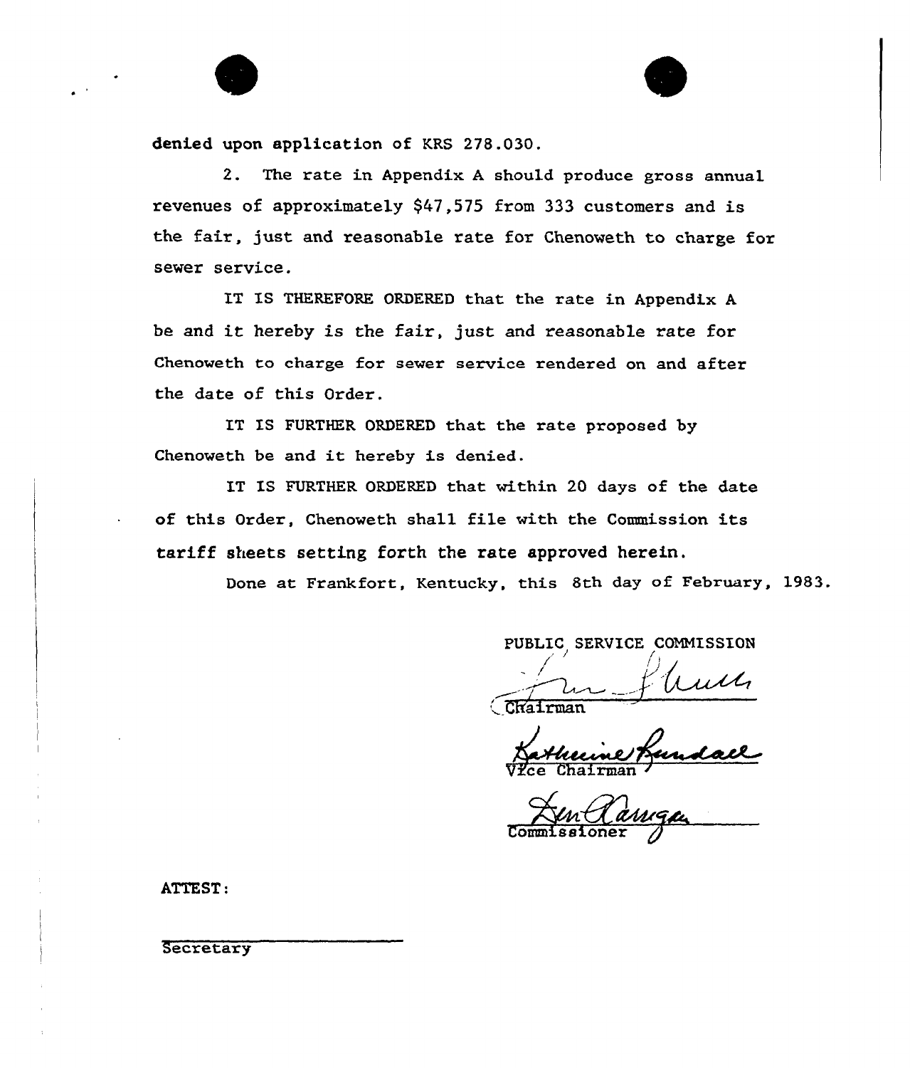denied upon application of KRS 278.030.

2. The rate in Appendix A should produce gross annual revenues of approximately $47,575 from 333 customers and is the fair, just and reasonable rate for Chenoweth to charge for sewer service.

IT IS THEREFORE ORDERED that the rate in Appendix A be and it hereby is the fair, just and reasonable rate for Chenoweth to charge for sewer service rendered on and after the date of this Order.

IT IS FURTHER ORDERED that the rate proposed by Chenoweth be and it hereby is denied.

IT IS FURTHER ORDERED that within 20 days of the date of this Order, Chenoweth shall file with the Commission its tariff sheets setting forth the rate approved herein.

Done at Frankfort, Kentucky, this 8th day of February, 1983.

PUBLIC SERVICE COMMISSION

Chairman

Vice Chairman

Commissioner

ATTEST:

Secretary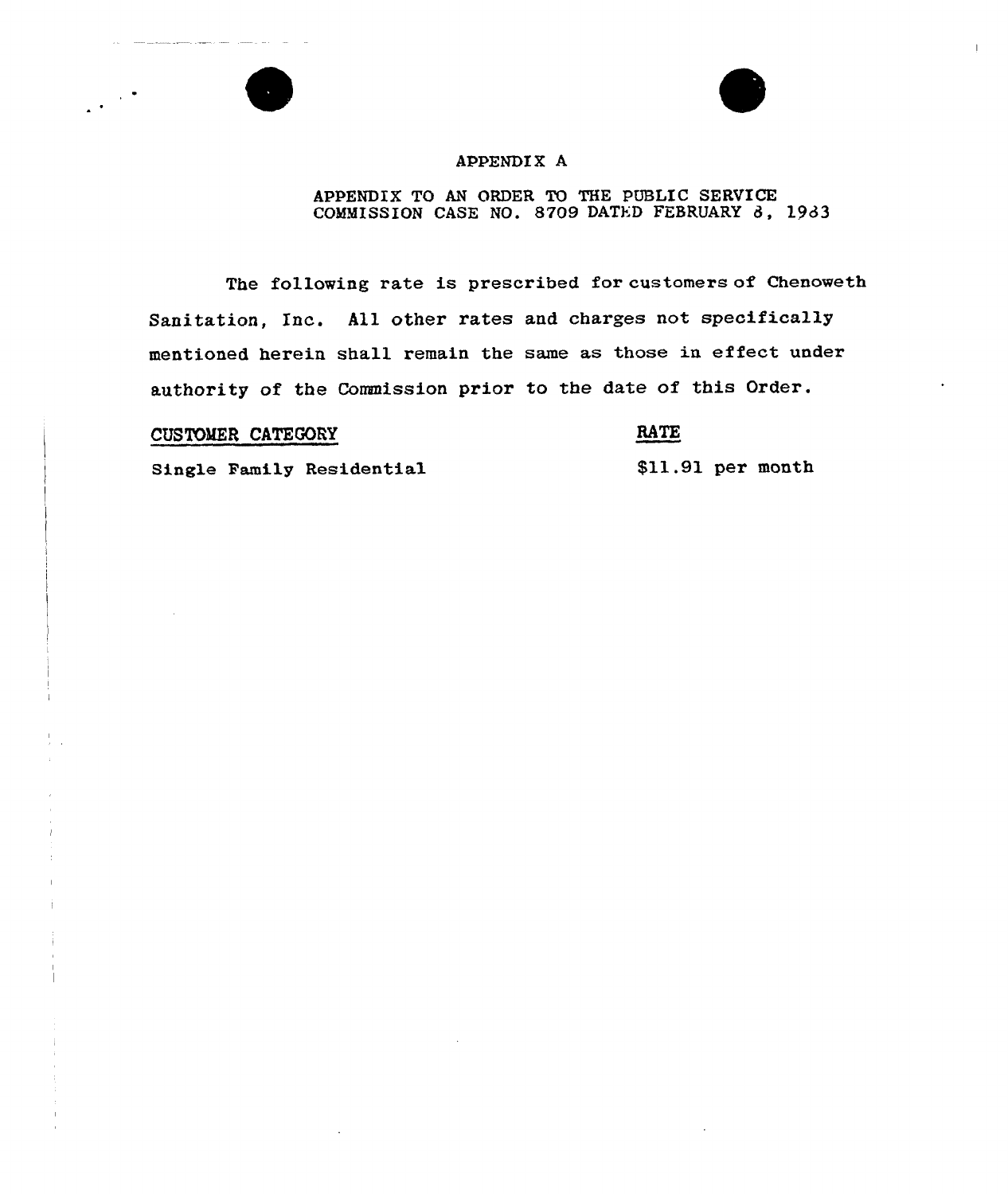# APPENDIX A

APPENDIX TO AN ORDER TO THE PUBLIC SERVICE COMMISSION CASE NO. 8709 DATED FEBRUARY 8, 1983

The following rate is prescribed for customers of Chenoweth Sanitation, Inc. All other rates and charges not specifically mentioned herein shall remain the same as those in effect under authority of the Commission prior to the date of this Order.

| CUSTOMER CATEGORY | RATE |
|---|---|
| Single Family Residential | $11.91 per month |